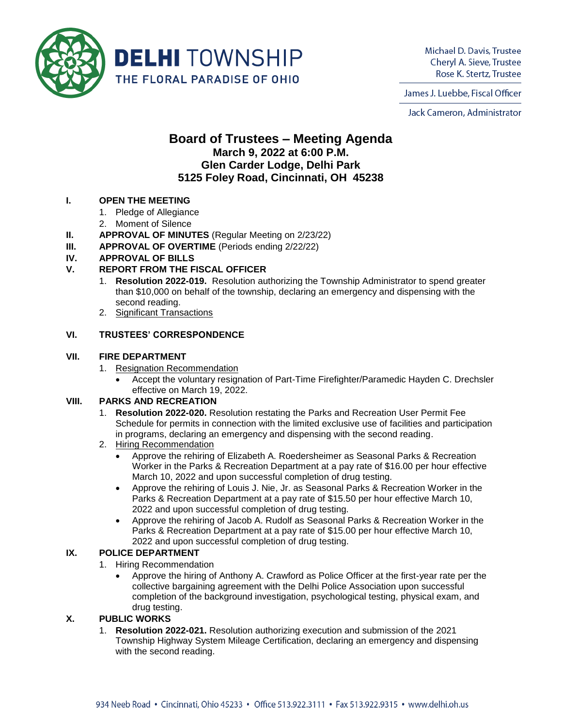**DELHI TOWNSHIP**
THE FLORAL PARADISE OF OHIO

Michael D. Davis, Trustee
Cheryl A. Sieve, Trustee
Rose K. Stertz, Trustee

James J. Luebbe, Fiscal Officer

Jack Cameron, Administrator

# Board of Trustees – Meeting Agenda

## March 9, 2022 at 6:00 P.M.
## Glen Carder Lodge, Delhi Park
## 5125 Foley Road, Cincinnati, OH 45238

**I. OPEN THE MEETING**
1. Pledge of Allegiance
2. Moment of Silence

**II. APPROVAL OF MINUTES** (Regular Meeting on 2/23/22)

**III. APPROVAL OF OVERTIME** (Periods ending 2/22/22)

**IV. APPROVAL OF BILLS**

**V. REPORT FROM THE FISCAL OFFICER**
1. **Resolution 2022-019.** Resolution authorizing the Township Administrator to spend greater than $10,000 on behalf of the township, declaring an emergency and dispensing with the second reading.
2. Significant Transactions

**VI. TRUSTEES' CORRESPONDENCE**

**VII. FIRE DEPARTMENT**
1. Resignation Recommendation
   - Accept the voluntary resignation of Part-Time Firefighter/Paramedic Hayden C. Drechsler effective on March 19, 2022.

**VIII. PARKS AND RECREATION**
1. **Resolution 2022-020.** Resolution restating the Parks and Recreation User Permit Fee Schedule for permits in connection with the limited exclusive use of facilities and participation in programs, declaring an emergency and dispensing with the second reading.
2. Hiring Recommendation
   - Approve the rehiring of Elizabeth A. Roedersheimer as Seasonal Parks & Recreation Worker in the Parks & Recreation Department at a pay rate of $16.00 per hour effective March 10, 2022 and upon successful completion of drug testing.
   - Approve the rehiring of Louis J. Nie, Jr. as Seasonal Parks & Recreation Worker in the Parks & Recreation Department at a pay rate of $15.50 per hour effective March 10, 2022 and upon successful completion of drug testing.
   - Approve the rehiring of Jacob A. Rudolf as Seasonal Parks & Recreation Worker in the Parks & Recreation Department at a pay rate of $15.00 per hour effective March 10, 2022 and upon successful completion of drug testing.

**IX. POLICE DEPARTMENT**
1. Hiring Recommendation
   - Approve the hiring of Anthony A. Crawford as Police Officer at the first-year rate per the collective bargaining agreement with the Delhi Police Association upon successful completion of the background investigation, psychological testing, physical exam, and drug testing.

**X. PUBLIC WORKS**
1. **Resolution 2022-021.** Resolution authorizing execution and submission of the 2021 Township Highway System Mileage Certification, declaring an emergency and dispensing with the second reading.

934 Neeb Road • Cincinnati, Ohio 45233 • Office 513.922.3111 • Fax 513.922.9315 • www.delhi.oh.us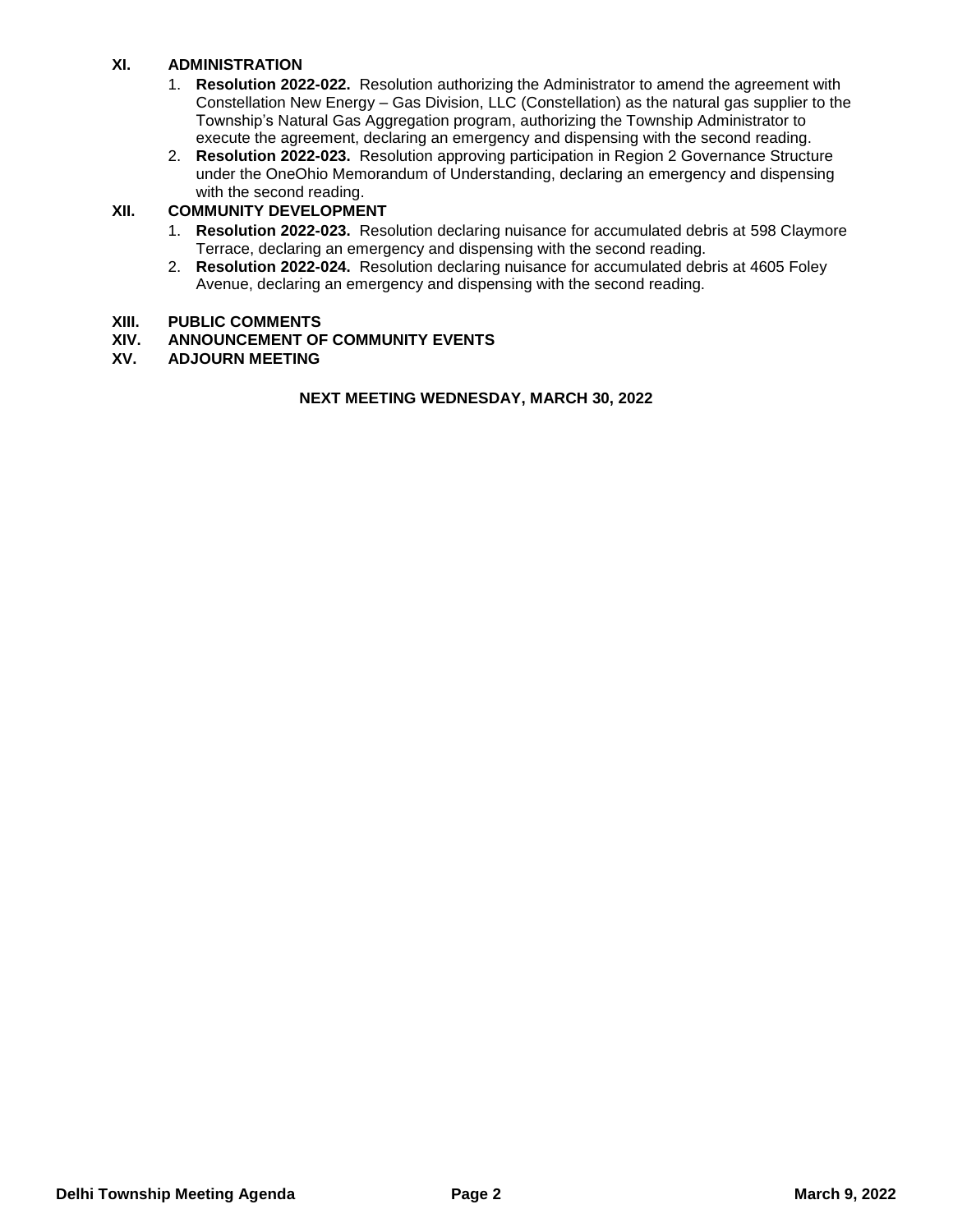## XI. ADMINISTRATION

1. **Resolution 2022-022.** Resolution authorizing the Administrator to amend the agreement with Constellation New Energy – Gas Division, LLC (Constellation) as the natural gas supplier to the Township's Natural Gas Aggregation program, authorizing the Township Administrator to execute the agreement, declaring an emergency and dispensing with the second reading.
2. **Resolution 2022-023.** Resolution approving participation in Region 2 Governance Structure under the OneOhio Memorandum of Understanding, declaring an emergency and dispensing with the second reading.

## XII. COMMUNITY DEVELOPMENT

1. **Resolution 2022-023.** Resolution declaring nuisance for accumulated debris at 598 Claymore Terrace, declaring an emergency and dispensing with the second reading.
2. **Resolution 2022-024.** Resolution declaring nuisance for accumulated debris at 4605 Foley Avenue, declaring an emergency and dispensing with the second reading.

## XIII. PUBLIC COMMENTS

## XIV. ANNOUNCEMENT OF COMMUNITY EVENTS

## XV. ADJOURN MEETING

**NEXT MEETING WEDNESDAY, MARCH 30, 2022**